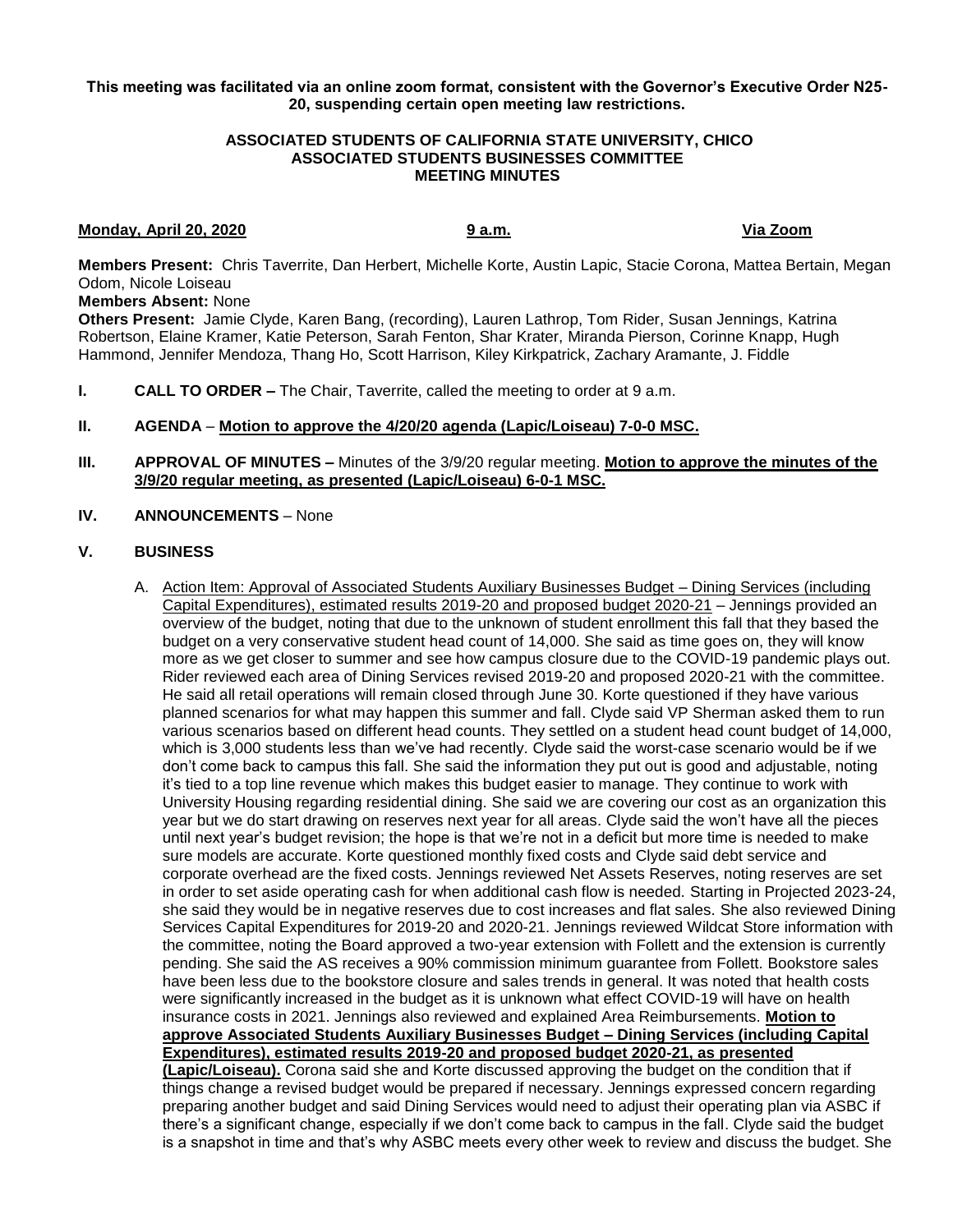**This meeting was facilitated via an online zoom format, consistent with the Governor's Executive Order N25-20, suspending certain open meeting law restrictions.**

**ASSOCIATED STUDENTS OF CALIFORNIA STATE UNIVERSITY, CHICO**
**ASSOCIATED STUDENTS BUSINESSES COMMITTEE**
**MEETING MINUTES**

**Monday, April 20, 2020** — **9 a.m.** — **Via Zoom**

**Members Present:** Chris Taverrite, Dan Herbert, Michelle Korte, Austin Lapic, Stacie Corona, Mattea Bertain, Megan Odom, Nicole Loiseau
**Members Absent:** None
**Others Present:** Jamie Clyde, Karen Bang, (recording), Lauren Lathrop, Tom Rider, Susan Jennings, Katrina Robertson, Elaine Kramer, Katie Peterson, Sarah Fenton, Shar Krater, Miranda Pierson, Corinne Knapp, Hugh Hammond, Jennifer Mendoza, Thang Ho, Scott Harrison, Kiley Kirkpatrick, Zachary Aramante, J. Fiddle

**I. CALL TO ORDER –** The Chair, Taverrite, called the meeting to order at 9 a.m.

**II. AGENDA** – **Motion to approve the 4/20/20 agenda (Lapic/Loiseau) 7-0-0 MSC.**

**III. APPROVAL OF MINUTES –** Minutes of the 3/9/20 regular meeting. **Motion to approve the minutes of the 3/9/20 regular meeting, as presented (Lapic/Loiseau) 6-0-1 MSC.**

**IV. ANNOUNCEMENTS** – None

**V. BUSINESS**

A. Action Item: Approval of Associated Students Auxiliary Businesses Budget – Dining Services (including Capital Expenditures), estimated results 2019-20 and proposed budget 2020-21 – Jennings provided an overview of the budget, noting that due to the unknown of student enrollment this fall that they based the budget on a very conservative student head count of 14,000. She said as time goes on, they will know more as we get closer to summer and see how campus closure due to the COVID-19 pandemic plays out. Rider reviewed each area of Dining Services revised 2019-20 and proposed 2020-21 with the committee. He said all retail operations will remain closed through June 30. Korte questioned if they have various planned scenarios for what may happen this summer and fall. Clyde said VP Sherman asked them to run various scenarios based on different head counts. They settled on a student head count budget of 14,000, which is 3,000 students less than we've had recently. Clyde said the worst-case scenario would be if we don't come back to campus this fall. She said the information they put out is good and adjustable, noting it's tied to a top line revenue which makes this budget easier to manage. They continue to work with University Housing regarding residential dining. She said we are covering our cost as an organization this year but we do start drawing on reserves next year for all areas. Clyde said the won't have all the pieces until next year's budget revision; the hope is that we're not in a deficit but more time is needed to make sure models are accurate. Korte questioned monthly fixed costs and Clyde said debt service and corporate overhead are the fixed costs. Jennings reviewed Net Assets Reserves, noting reserves are set in order to set aside operating cash for when additional cash flow is needed. Starting in Projected 2023-24, she said they would be in negative reserves due to cost increases and flat sales. She also reviewed Dining Services Capital Expenditures for 2019-20 and 2020-21. Jennings reviewed Wildcat Store information with the committee, noting the Board approved a two-year extension with Follett and the extension is currently pending. She said the AS receives a 90% commission minimum guarantee from Follett. Bookstore sales have been less due to the bookstore closure and sales trends in general. It was noted that health costs were significantly increased in the budget as it is unknown what effect COVID-19 will have on health insurance costs in 2021. Jennings also reviewed and explained Area Reimbursements. **Motion to approve Associated Students Auxiliary Businesses Budget – Dining Services (including Capital Expenditures), estimated results 2019-20 and proposed budget 2020-21, as presented (Lapic/Loiseau).** Corona said she and Korte discussed approving the budget on the condition that if things change a revised budget would be prepared if necessary. Jennings expressed concern regarding preparing another budget and said Dining Services would need to adjust their operating plan via ASBC if there's a significant change, especially if we don't come back to campus in the fall. Clyde said the budget is a snapshot in time and that's why ASBC meets every other week to review and discuss the budget. She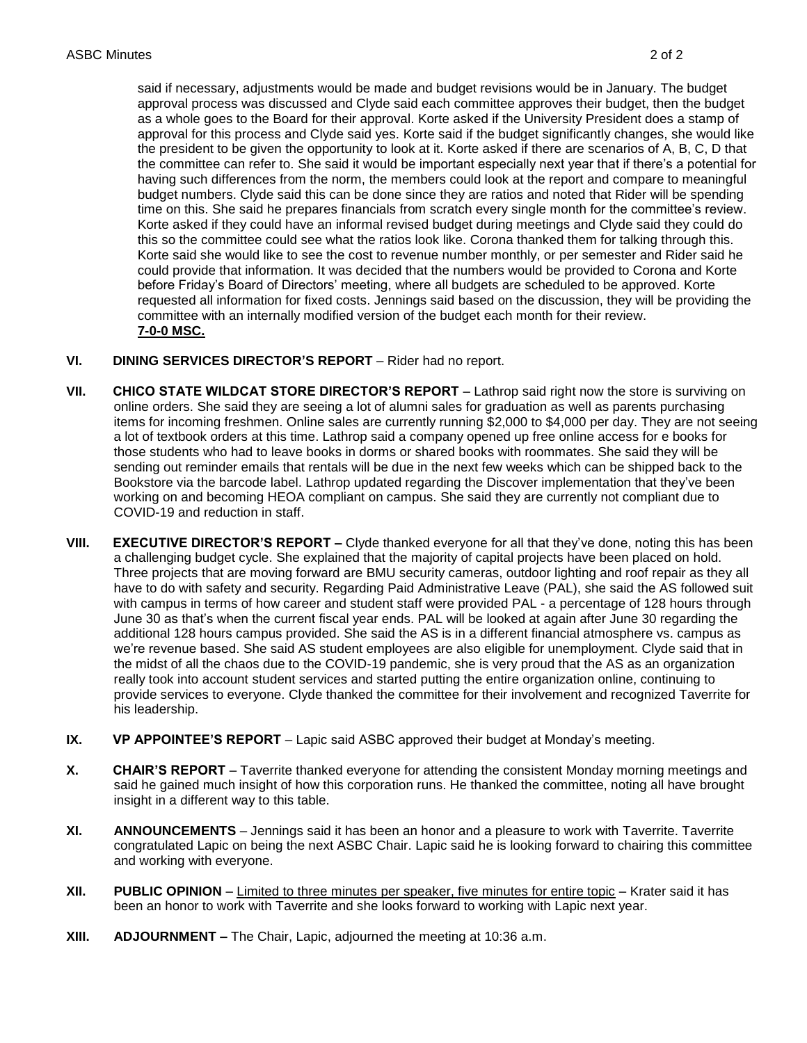said if necessary, adjustments would be made and budget revisions would be in January. The budget approval process was discussed and Clyde said each committee approves their budget, then the budget as a whole goes to the Board for their approval. Korte asked if the University President does a stamp of approval for this process and Clyde said yes. Korte said if the budget significantly changes, she would like the president to be given the opportunity to look at it. Korte asked if there are scenarios of A, B, C, D that the committee can refer to. She said it would be important especially next year that if there's a potential for having such differences from the norm, the members could look at the report and compare to meaningful budget numbers. Clyde said this can be done since they are ratios and noted that Rider will be spending time on this. She said he prepares financials from scratch every single month for the committee's review. Korte asked if they could have an informal revised budget during meetings and Clyde said they could do this so the committee could see what the ratios look like. Corona thanked them for talking through this. Korte said she would like to see the cost to revenue number monthly, or per semester and Rider said he could provide that information. It was decided that the numbers would be provided to Corona and Korte before Friday's Board of Directors' meeting, where all budgets are scheduled to be approved. Korte requested all information for fixed costs. Jennings said based on the discussion, they will be providing the committee with an internally modified version of the budget each month for their review.
**7-0-0 MSC.**

**VI. DINING SERVICES DIRECTOR'S REPORT** – Rider had no report.

**VII. CHICO STATE WILDCAT STORE DIRECTOR'S REPORT** – Lathrop said right now the store is surviving on online orders. She said they are seeing a lot of alumni sales for graduation as well as parents purchasing items for incoming freshmen. Online sales are currently running $2,000 to $4,000 per day. They are not seeing a lot of textbook orders at this time. Lathrop said a company opened up free online access for e books for those students who had to leave books in dorms or shared books with roommates. She said they will be sending out reminder emails that rentals will be due in the next few weeks which can be shipped back to the Bookstore via the barcode label. Lathrop updated regarding the Discover implementation that they've been working on and becoming HEOA compliant on campus. She said they are currently not compliant due to COVID-19 and reduction in staff.

**VIII. EXECUTIVE DIRECTOR'S REPORT –** Clyde thanked everyone for all that they've done, noting this has been a challenging budget cycle. She explained that the majority of capital projects have been placed on hold. Three projects that are moving forward are BMU security cameras, outdoor lighting and roof repair as they all have to do with safety and security. Regarding Paid Administrative Leave (PAL), she said the AS followed suit with campus in terms of how career and student staff were provided PAL - a percentage of 128 hours through June 30 as that's when the current fiscal year ends. PAL will be looked at again after June 30 regarding the additional 128 hours campus provided. She said the AS is in a different financial atmosphere vs. campus as we're revenue based. She said AS student employees are also eligible for unemployment. Clyde said that in the midst of all the chaos due to the COVID-19 pandemic, she is very proud that the AS as an organization really took into account student services and started putting the entire organization online, continuing to provide services to everyone. Clyde thanked the committee for their involvement and recognized Taverrite for his leadership.

**IX. VP APPOINTEE'S REPORT** – Lapic said ASBC approved their budget at Monday's meeting.

**X. CHAIR'S REPORT** – Taverrite thanked everyone for attending the consistent Monday morning meetings and said he gained much insight of how this corporation runs. He thanked the committee, noting all have brought insight in a different way to this table.

**XI. ANNOUNCEMENTS** – Jennings said it has been an honor and a pleasure to work with Taverrite. Taverrite congratulated Lapic on being the next ASBC Chair. Lapic said he is looking forward to chairing this committee and working with everyone.

**XII. PUBLIC OPINION** – Limited to three minutes per speaker, five minutes for entire topic – Krater said it has been an honor to work with Taverrite and she looks forward to working with Lapic next year.

**XIII. ADJOURNMENT –** The Chair, Lapic, adjourned the meeting at 10:36 a.m.